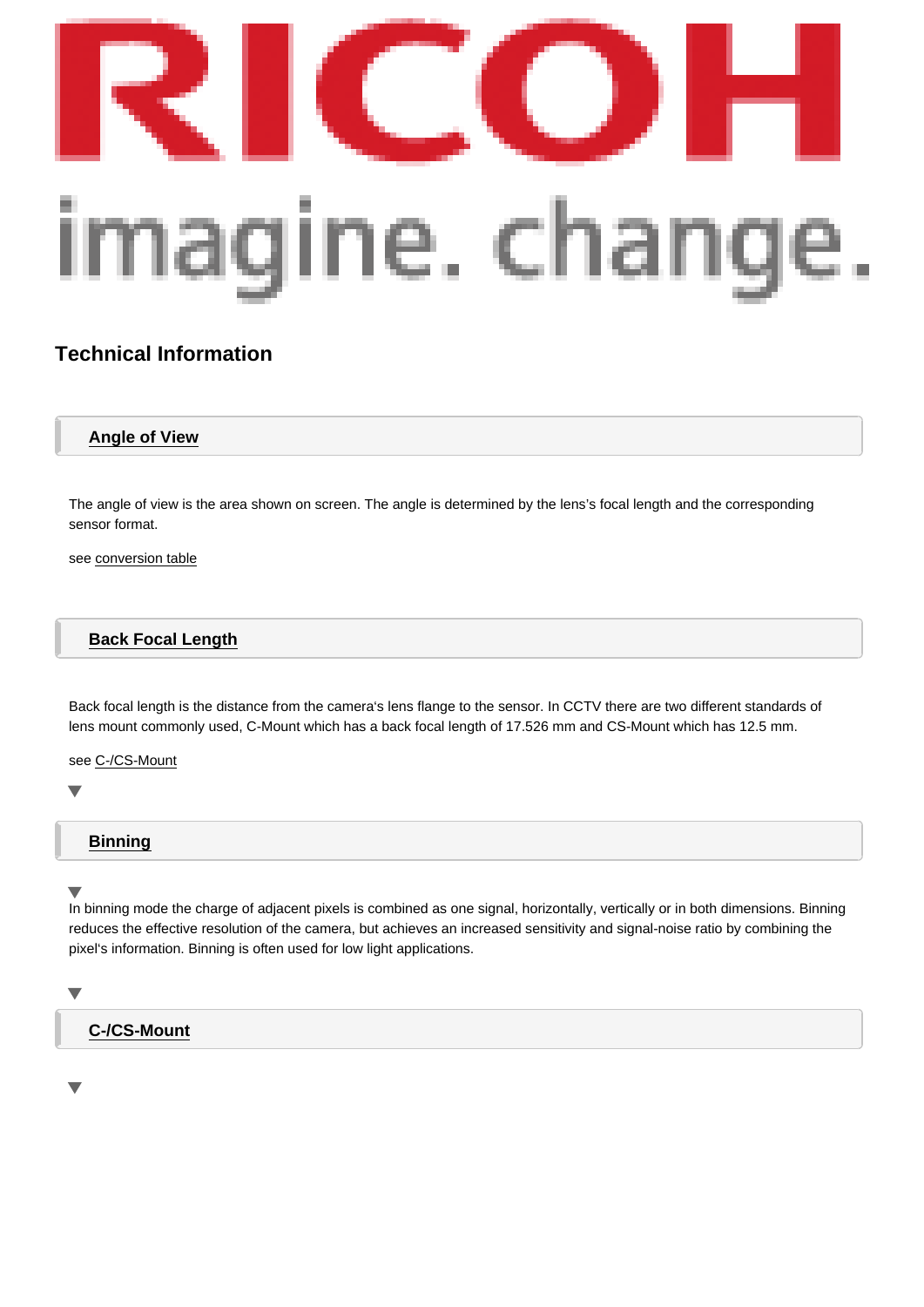# Technical Information

## Angle of View

The angle of view is the area shown on screen. The angle is determined by the lens's focal length and the corresponding sensor format.

see conversion table

## Back Focal Length

Back focal length is the distance from the camera's lens flange to the sensor. In CCTV there are two different standards of lens mount commonly used, C-Mount which has a back focal length of 17.526 mm and CS-Mount which has 12.5 mm.

see C-/CS-Mount

## Binning

In binning mode the charge of adjacent pixels is combined as one signal, horizontally, vertically or in both dimensions. Binning reduces the effective resolution of the camera, but achieves an increased sensitivity and signal-noise ratio by combining the pixel's information. Binning is often used for low light applications.

## C-/CS-Mount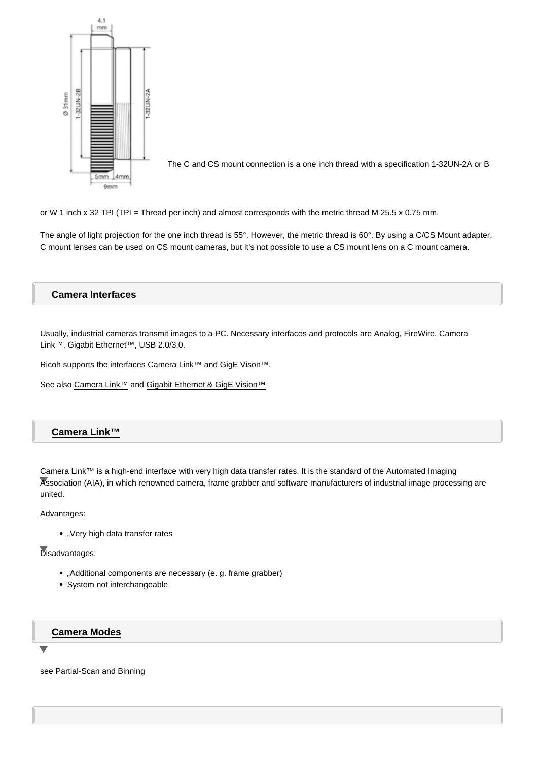The C and CS mount connection is a one inch thread with a specification 1-32UN-2A or B or W 1 inch x 32 TPI (TPI = Thread per inch) and almost corresponds with the metric thread M 25.5 x 0.75 mm.

The angle of light projection for the one inch thread is 55°. However, the metric thread is 60°. By using a C/CS Mount adapter, C mount lenses can be used on CS mount cameras, but it's not possible to use a CS mount lens on a C mount camera.

## Camera Interfaces

Usually, industrial cameras transmit images to a PC. Necessary interfaces and protocols are Analog, FireWire, Camera Link™, Gigabit Ethernet™, USB 2.0/3.0.

Ricoh supports the interfaces Camera Link™ and GigE Vison™.

See also Camera Link™ and Gigabit Ethernet & GigE Vision™

## Camera Link™

Camera Link™ is a high-end interface with very high data transfer rates. It is the standard of the Automated Imaging Association (AIA), in which renowned camera, frame grabber and software manufacturers of industrial image processing are united.

Advantages:

- „Very high data transfer rates

Disadvantages:

- „Additional components are necessary (e. g. frame grabber)
- System not interchangeable

## Camera Modes

see Partial-Scan and Binning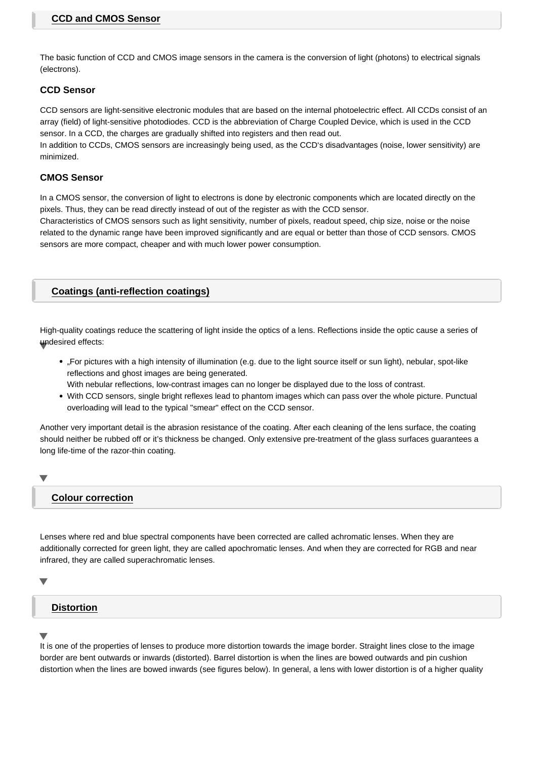## CCD and CMOS Sensor

The basic function of CCD and CMOS image sensors in the camera is the conversion of light (photons) to electrical signals (electrons).

### CCD Sensor

CCD sensors are light-sensitive electronic modules that are based on the internal photoelectric effect. All CCDs consist of an array (field) of light-sensitive photodiodes. CCD is the abbreviation of Charge Coupled Device, which is used in the CCD sensor. In a CCD, the charges are gradually shifted into registers and then read out.
In addition to CCDs, CMOS sensors are increasingly being used, as the CCD's disadvantages (noise, lower sensitivity) are minimized.

### CMOS Sensor

In a CMOS sensor, the conversion of light to electrons is done by electronic components which are located directly on the pixels. Thus, they can be read directly instead of out of the register as with the CCD sensor.
Characteristics of CMOS sensors such as light sensitivity, number of pixels, readout speed, chip size, noise or the noise related to the dynamic range have been improved significantly and are equal or better than those of CCD sensors. CMOS sensors are more compact, cheaper and with much lower power consumption.

## Coatings (anti-reflection coatings)

High-quality coatings reduce the scattering of light inside the optics of a lens. Reflections inside the optic cause a series of undesired effects:

- „For pictures with a high intensity of illumination (e.g. due to the light source itself or sun light), nebular, spot-like reflections and ghost images are being generated.
  With nebular reflections, low-contrast images can no longer be displayed due to the loss of contrast.
- With CCD sensors, single bright reflexes lead to phantom images which can pass over the whole picture. Punctual overloading will lead to the typical "smear" effect on the CCD sensor.

Another very important detail is the abrasion resistance of the coating. After each cleaning of the lens surface, the coating should neither be rubbed off or it's thickness be changed. Only extensive pre-treatment of the glass surfaces guarantees a long life-time of the razor-thin coating.

## Colour correction

Lenses where red and blue spectral components have been corrected are called achromatic lenses. When they are additionally corrected for green light, they are called apochromatic lenses. And when they are corrected for RGB and near infrared, they are called superachromatic lenses.

## Distortion

It is one of the properties of lenses to produce more distortion towards the image border. Straight lines close to the image border are bent outwards or inwards (distorted). Barrel distortion is when the lines are bowed outwards and pin cushion distortion when the lines are bowed inwards (see figures below). In general, a lens with lower distortion is of a higher quality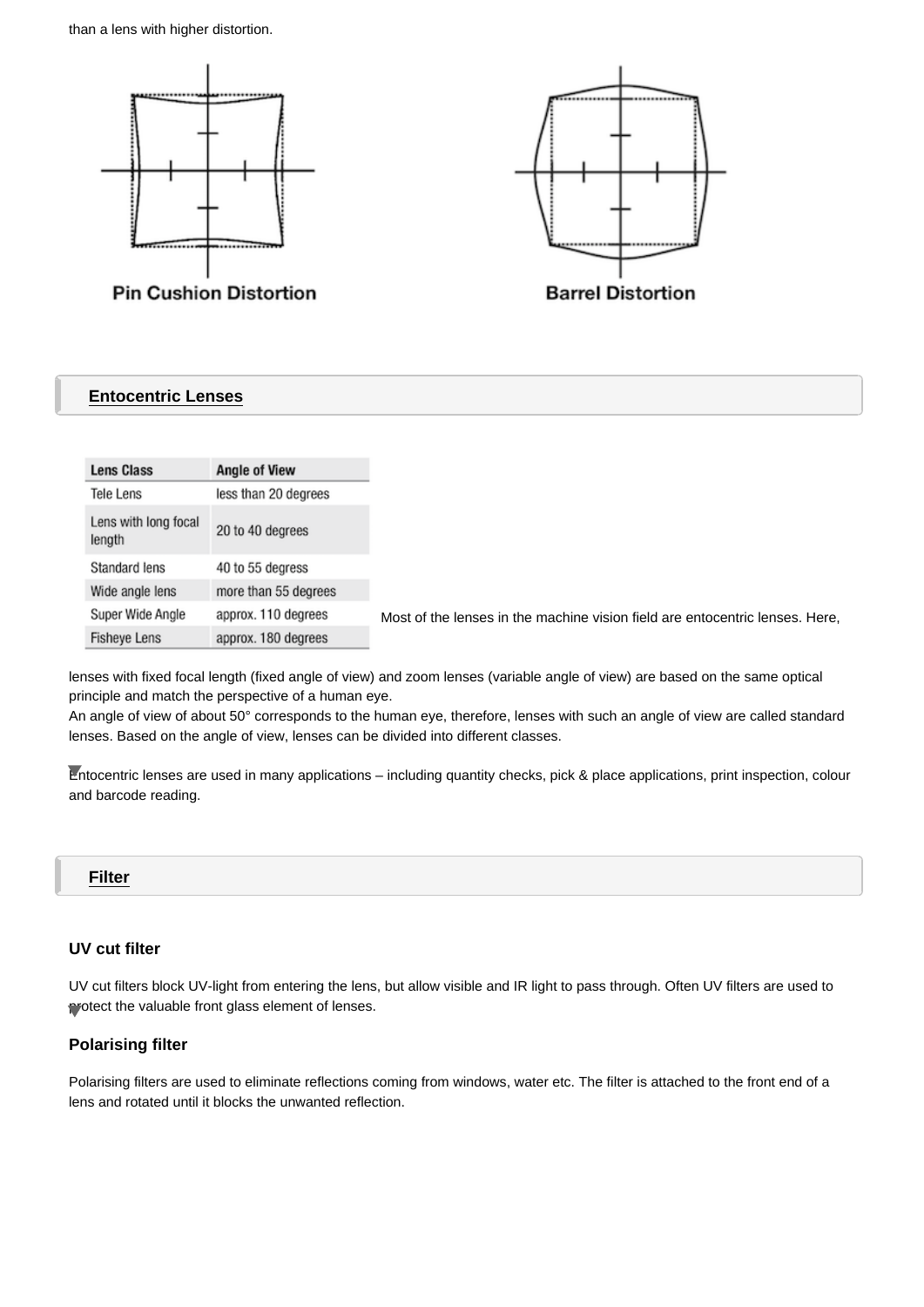than a lens with higher distortion.

Pin Cushion Distortion

Barrel Distortion

## Entocentric Lenses

| Lens Class | Angle of View |
| --- | --- |
| Tele Lens | less than 20 degrees |
| Lens with long focal length | 20 to 40 degrees |
| Standard lens | 40 to 55 degress |
| Wide angle lens | more than 55 degrees |
| Super Wide Angle | approx. 110 degrees |
| Fisheye Lens | approx. 180 degrees |

Most of the lenses in the machine vision field are entocentric lenses. Here, lenses with fixed focal length (fixed angle of view) and zoom lenses (variable angle of view) are based on the same optical principle and match the perspective of a human eye.
An angle of view of about 50° corresponds to the human eye, therefore, lenses with such an angle of view are called standard lenses. Based on the angle of view, lenses can be divided into different classes.

Entocentric lenses are used in many applications – including quantity checks, pick & place applications, print inspection, colour and barcode reading.

## Filter

### UV cut filter

UV cut filters block UV-light from entering the lens, but allow visible and IR light to pass through. Often UV filters are used to protect the valuable front glass element of lenses.

### Polarising filter

Polarising filters are used to eliminate reflections coming from windows, water etc. The filter is attached to the front end of a lens and rotated until it blocks the unwanted reflection.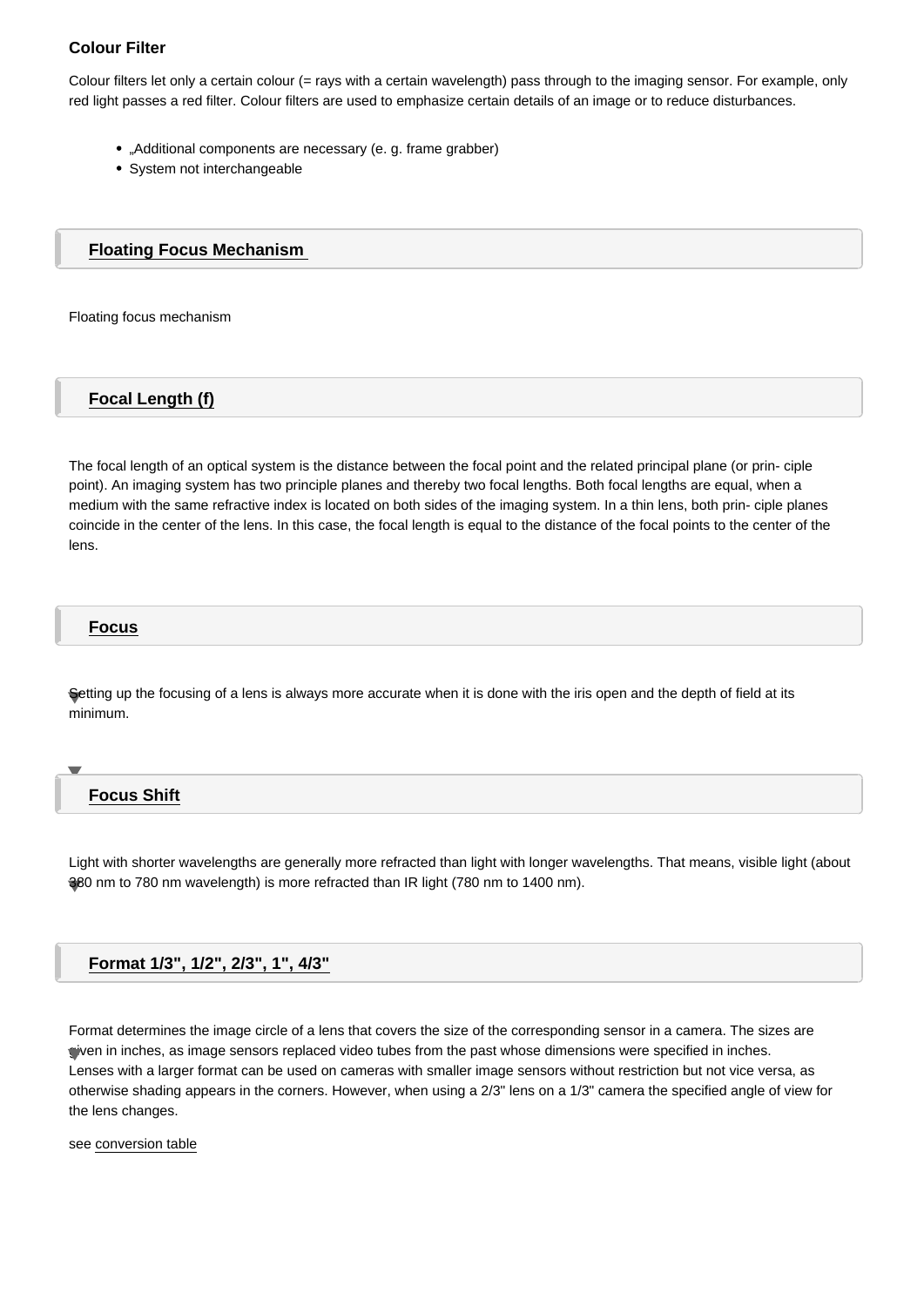**Colour Filter**

Colour filters let only a certain colour (= rays with a certain wavelength) pass through to the imaging sensor. For example, only red light passes a red filter. Colour filters are used to emphasize certain details of an image or to reduce disturbances.

- „Additional components are necessary (e. g. frame grabber)
- System not interchangeable

## Floating Focus Mechanism

Floating focus mechanism

## Focal Length (f)

The focal length of an optical system is the distance between the focal point and the related principal plane (or prin- ciple point). An imaging system has two principle planes and thereby two focal lengths. Both focal lengths are equal, when a medium with the same refractive index is located on both sides of the imaging system. In a thin lens, both prin- ciple planes coincide in the center of the lens. In this case, the focal length is equal to the distance of the focal points to the center of the lens.

## Focus

Setting up the focusing of a lens is always more accurate when it is done with the iris open and the depth of field at its minimum.

## Focus Shift

Light with shorter wavelengths are generally more refracted than light with longer wavelengths. That means, visible light (about 380 nm to 780 nm wavelength) is more refracted than IR light (780 nm to 1400 nm).

## Format 1/3", 1/2", 2/3", 1", 4/3"

Format determines the image circle of a lens that covers the size of the corresponding sensor in a camera. The sizes are given in inches, as image sensors replaced video tubes from the past whose dimensions were specified in inches.
Lenses with a larger format can be used on cameras with smaller image sensors without restriction but not vice versa, as otherwise shading appears in the corners. However, when using a 2/3" lens on a 1/3" camera the specified angle of view for the lens changes.

see conversion table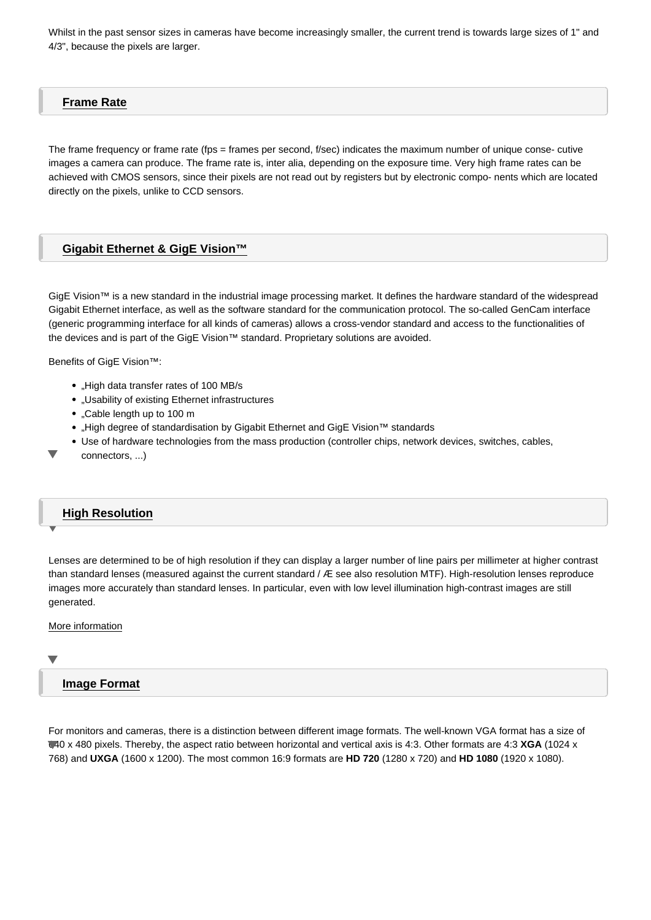Whilst in the past sensor sizes in cameras have become increasingly smaller, the current trend is towards large sizes of 1" and 4/3", because the pixels are larger.

## Frame Rate

The frame frequency or frame rate (fps = frames per second, f/sec) indicates the maximum number of unique conse- cutive images a camera can produce. The frame rate is, inter alia, depending on the exposure time. Very high frame rates can be achieved with CMOS sensors, since their pixels are not read out by registers but by electronic compo- nents which are located directly on the pixels, unlike to CCD sensors.

## Gigabit Ethernet & GigE Vision™

GigE Vision™ is a new standard in the industrial image processing market. It defines the hardware standard of the widespread Gigabit Ethernet interface, as well as the software standard for the communication protocol. The so-called GenCam interface (generic programming interface for all kinds of cameras) allows a cross-vendor standard and access to the functionalities of the devices and is part of the GigE Vision™ standard. Proprietary solutions are avoided.

Benefits of GigE Vision™:

- „High data transfer rates of 100 MB/s
- „Usability of existing Ethernet infrastructures
- „Cable length up to 100 m
- „High degree of standardisation by Gigabit Ethernet and GigE Vision™ standards
- Use of hardware technologies from the mass production (controller chips, network devices, switches, cables, connectors, ...)

## High Resolution

Lenses are determined to be of high resolution if they can display a larger number of line pairs per millimeter at higher contrast than standard lenses (measured against the current standard / Æ see also resolution MTF). High-resolution lenses reproduce images more accurately than standard lenses. In particular, even with low level illumination high-contrast images are still generated.

More information

## Image Format

For monitors and cameras, there is a distinction between different image formats. The well-known VGA format has a size of 640 x 480 pixels. Thereby, the aspect ratio between horizontal and vertical axis is 4:3. Other formats are 4:3 **XGA** (1024 x 768) and **UXGA** (1600 x 1200). The most common 16:9 formats are **HD 720** (1280 x 720) and **HD 1080** (1920 x 1080).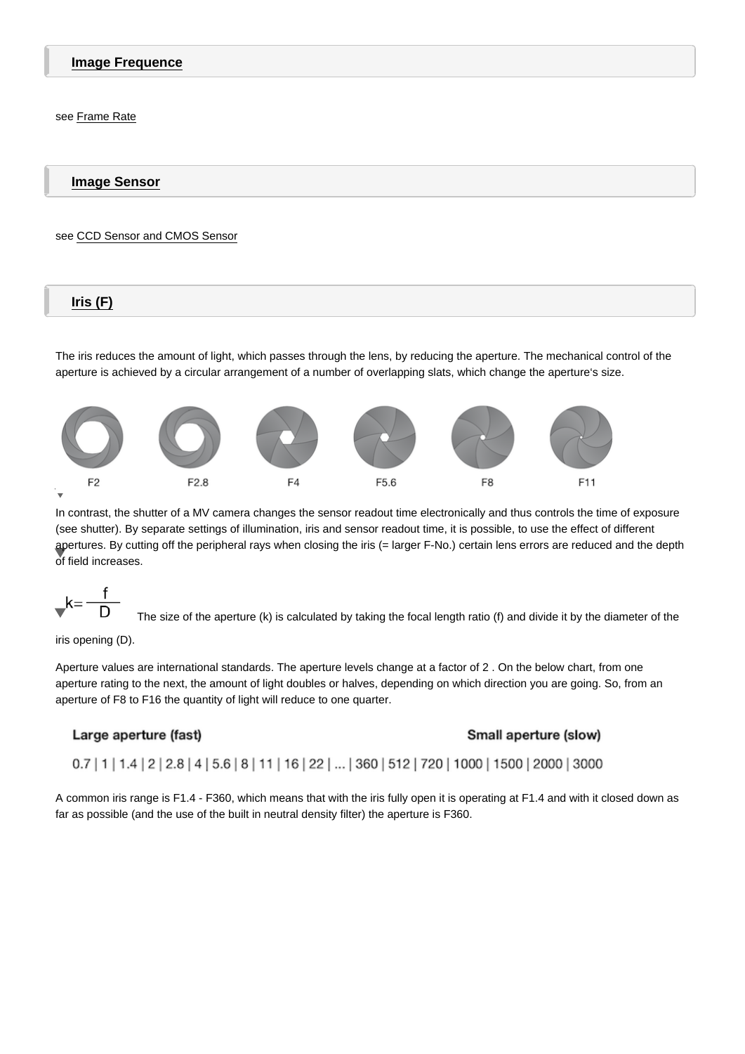## Image Frequence

see Frame Rate

## Image Sensor

see CCD Sensor and CMOS Sensor

## Iris (F)

The iris reduces the amount of light, which passes through the lens, by reducing the aperture. The mechanical control of the aperture is achieved by a circular arrangement of a number of overlapping slats, which change the aperture's size.

F2 F2.8 F4 F5.6 F8 F11

In contrast, the shutter of a MV camera changes the sensor readout time electronically and thus controls the time of exposure (see shutter). By separate settings of illumination, iris and sensor readout time, it is possible, to use the effect of different apertures. By cutting off the peripheral rays when closing the iris (= larger F-No.) certain lens errors are reduced and the depth of field increases.

$$k = \frac{f}{D}$$

The size of the aperture (k) is calculated by taking the focal length ratio (f) and divide it by the diameter of the iris opening (D).

Aperture values are international standards. The aperture levels change at a factor of 2 . On the below chart, from one aperture rating to the next, the amount of light doubles or halves, depending on which direction you are going. So, from an aperture of F8 to F16 the quantity of light will reduce to one quarter.

**Large aperture (fast)** **Small aperture (slow)**

0.7 | 1 | 1.4 | 2 | 2.8 | 4 | 5.6 | 8 | 11 | 16 | 22 | ... | 360 | 512 | 720 | 1000 | 1500 | 2000 | 3000

A common iris range is F1.4 - F360, which means that with the iris fully open it is operating at F1.4 and with it closed down as far as possible (and the use of the built in neutral density filter) the aperture is F360.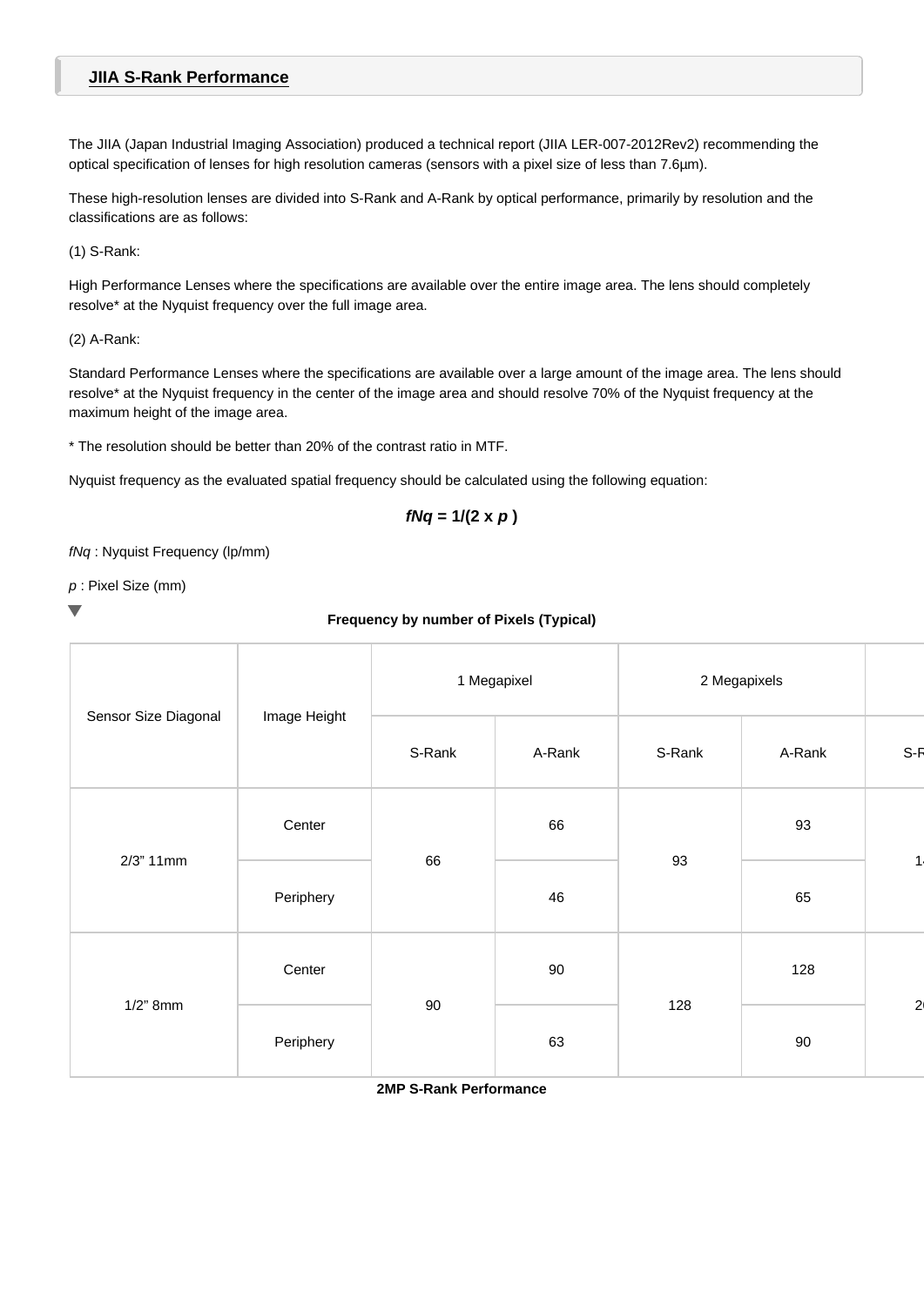## JIIA S-Rank Performance

The JIIA (Japan Industrial Imaging Association) produced a technical report (JIIA LER-007-2012Rev2) recommending the optical specification of lenses for high resolution cameras (sensors with a pixel size of less than 7.6μm).

These high-resolution lenses are divided into S-Rank and A-Rank by optical performance, primarily by resolution and the classifications are as follows:

(1) S-Rank:

High Performance Lenses where the specifications are available over the entire image area. The lens should completely resolve* at the Nyquist frequency over the full image area.

(2) A-Rank:

Standard Performance Lenses where the specifications are available over a large amount of the image area. The lens should resolve* at the Nyquist frequency in the center of the image area and should resolve 70% of the Nyquist frequency at the maximum height of the image area.

* The resolution should be better than 20% of the contrast ratio in MTF.

Nyquist frequency as the evaluated spatial frequency should be calculated using the following equation:

$$f_{Nq} = 1/(2 \times p)$$

$f_{Nq}$ : Nyquist Frequency (lp/mm)

$p$ : Pixel Size (mm)

**Frequency by number of Pixels (Typical)**

| Sensor Size Diagonal | Image Height | 1 Megapixel | | 2 Megapixels | | |
|---|---|---|---|---|---|---|
| | | S-Rank | A-Rank | S-Rank | A-Rank | S-R |
| 2/3" 11mm | Center | 66 | 66 | 93 | 93 | 1 |
| | Periphery | | 46 | | 65 | |
| 1/2" 8mm | Center | 90 | 90 | 128 | 128 | 2 |
| | Periphery | | 63 | | 90 | |

**2MP S-Rank Performance**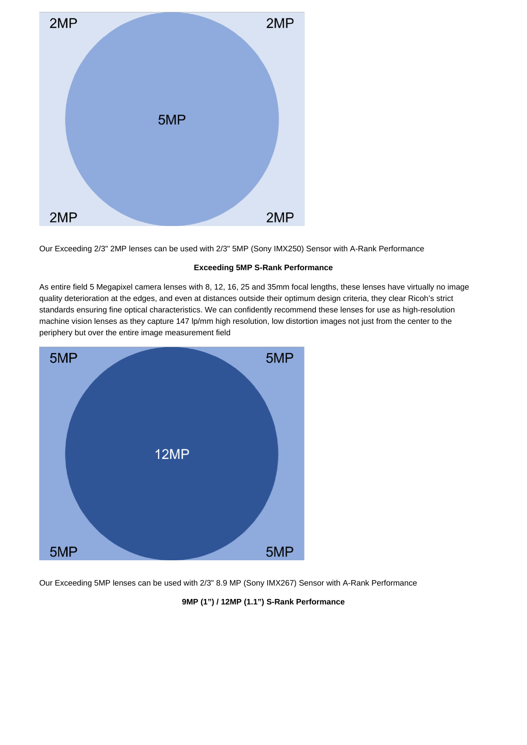2MP 2MP

5MP

2MP 2MP

Our Exceeding 2/3" 2MP lenses can be used with 2/3" 5MP (Sony IMX250) Sensor with A-Rank Performance

**Exceeding 5MP S-Rank Performance**

As entire field 5 Megapixel camera lenses with 8, 12, 16, 25 and 35mm focal lengths, these lenses have virtually no image quality deterioration at the edges, and even at distances outside their optimum design criteria, they clear Ricoh's strict standards ensuring fine optical characteristics. We can confidently recommend these lenses for use as high-resolution machine vision lenses as they capture 147 lp/mm high resolution, low distortion images not just from the center to the periphery but over the entire image measurement field

5MP 5MP

12MP

5MP 5MP

Our Exceeding 5MP lenses can be used with 2/3" 8.9 MP (Sony IMX267) Sensor with A-Rank Performance

**9MP (1") / 12MP (1.1") S-Rank Performance**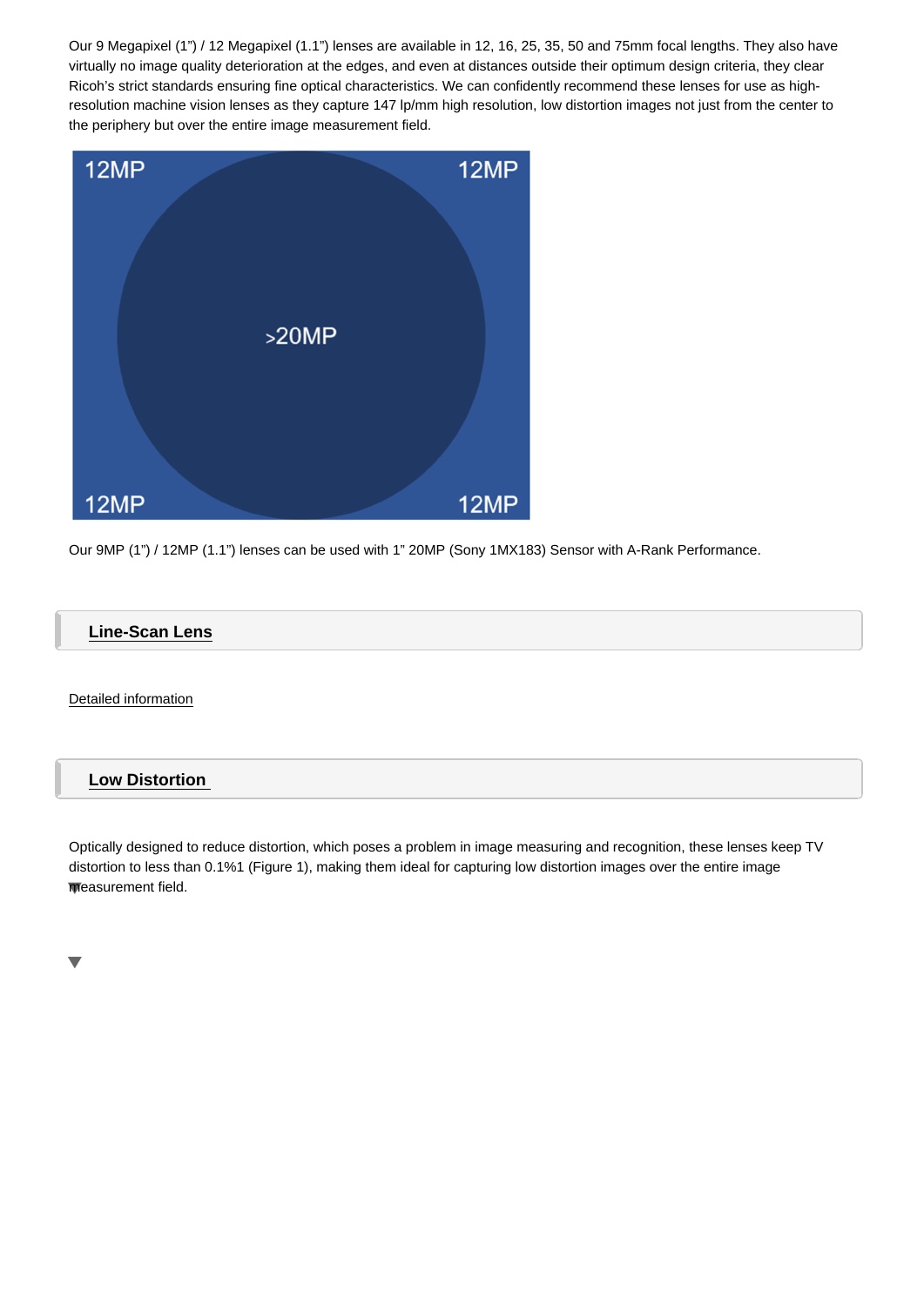Our 9 Megapixel (1") / 12 Megapixel (1.1") lenses are available in 12, 16, 25, 35, 50 and 75mm focal lengths. They also have virtually no image quality deterioration at the edges, and even at distances outside their optimum design criteria, they clear Ricoh's strict standards ensuring fine optical characteristics. We can confidently recommend these lenses for use as high-resolution machine vision lenses as they capture 147 lp/mm high resolution, low distortion images not just from the center to the periphery but over the entire image measurement field.

Our 9MP (1") / 12MP (1.1") lenses can be used with 1" 20MP (Sony 1MX183) Sensor with A-Rank Performance.

## Line-Scan Lens

Detailed information

## Low Distortion

Optically designed to reduce distortion, which poses a problem in image measuring and recognition, these lenses keep TV distortion to less than 0.1%1 (Figure 1), making them ideal for capturing low distortion images over the entire image measurement field.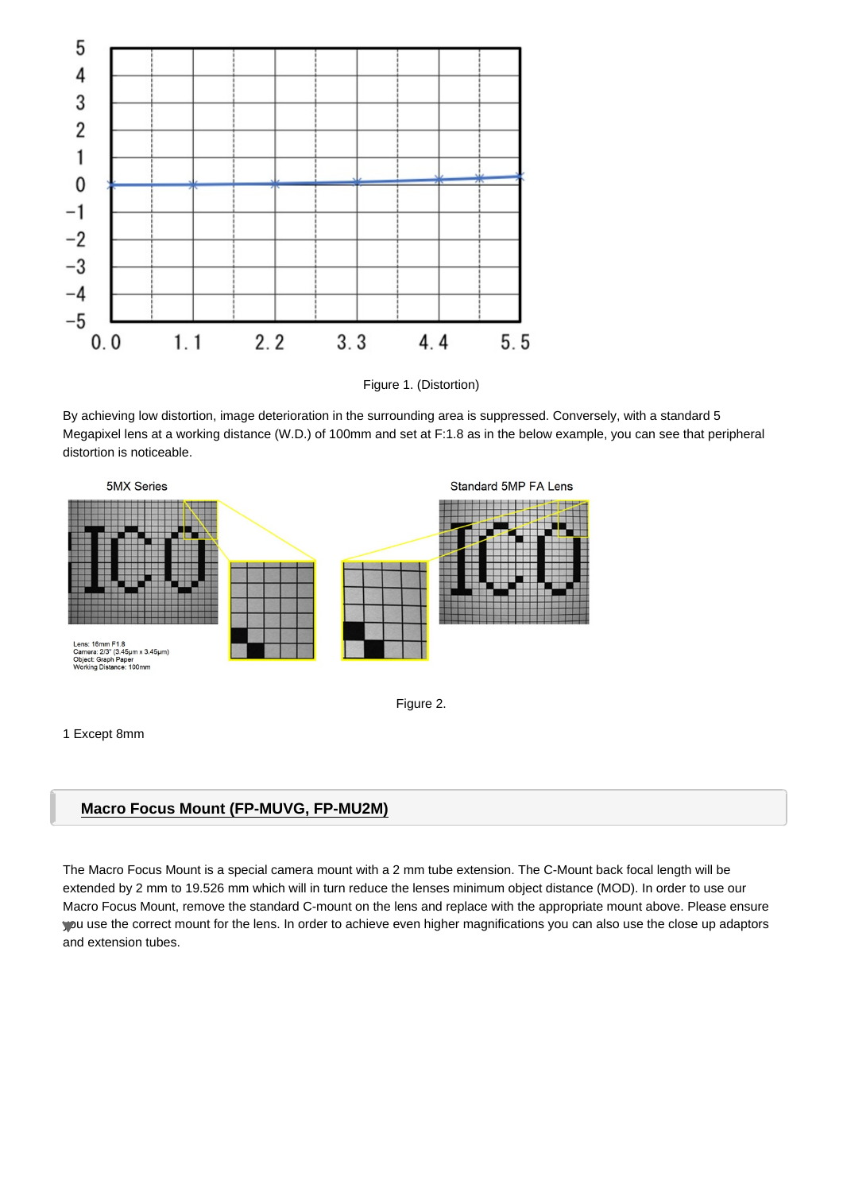Figure 1. (Distortion)

By achieving low distortion, image deterioration in the surrounding area is suppressed. Conversely, with a standard 5 Megapixel lens at a working distance (W.D.) of 100mm and set at F:1.8 as in the below example, you can see that peripheral distortion is noticeable.

Figure 2.

1 Except 8mm

## Macro Focus Mount (FP-MUVG, FP-MU2M)

The Macro Focus Mount is a special camera mount with a 2 mm tube extension. The C-Mount back focal length will be extended by 2 mm to 19.526 mm which will in turn reduce the lenses minimum object distance (MOD). In order to use our Macro Focus Mount, remove the standard C-mount on the lens and replace with the appropriate mount above. Please ensure you use the correct mount for the lens. In order to achieve even higher magnifications you can also use the close up adaptors and extension tubes.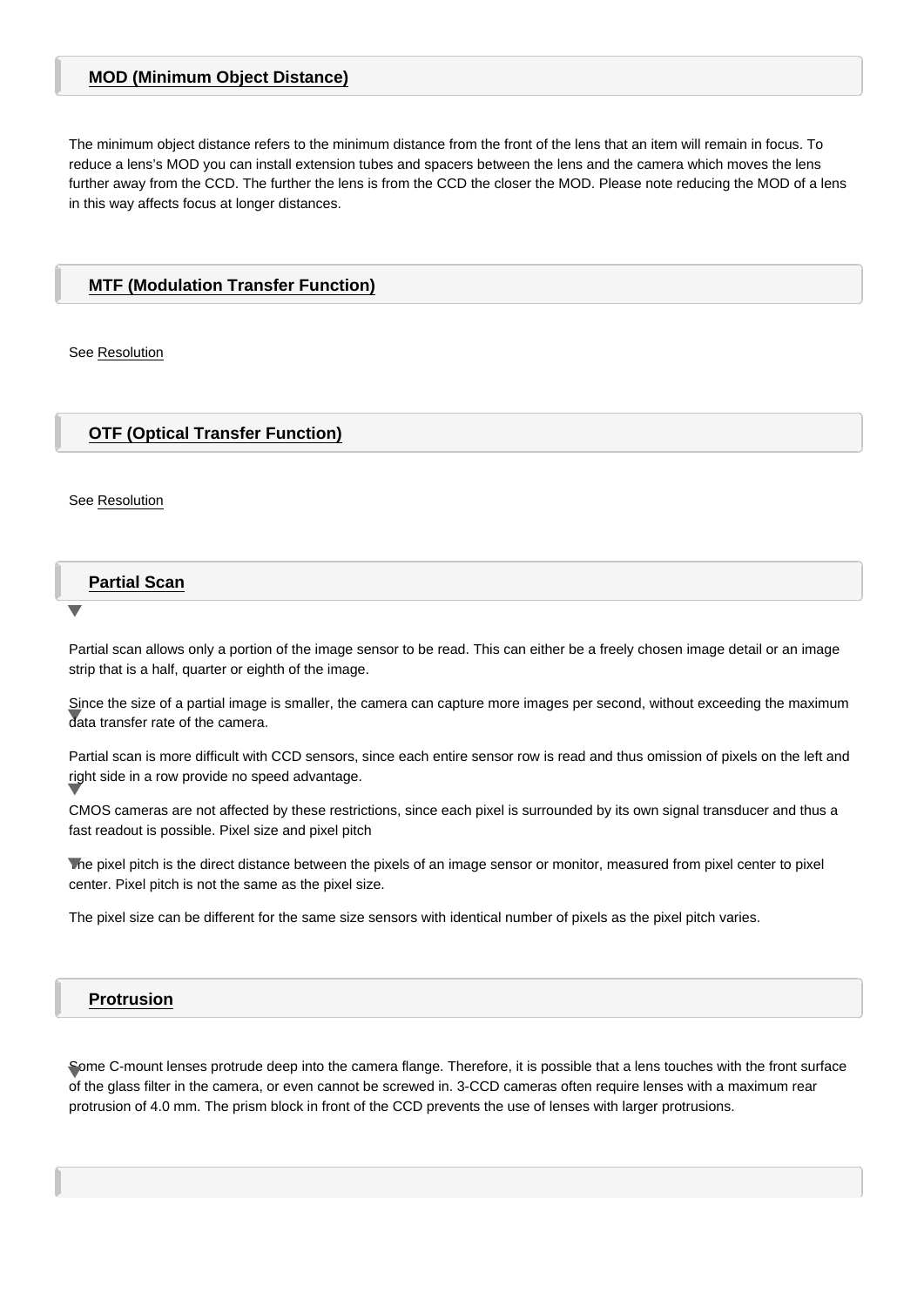## MOD (Minimum Object Distance)

The minimum object distance refers to the minimum distance from the front of the lens that an item will remain in focus. To reduce a lens's MOD you can install extension tubes and spacers between the lens and the camera which moves the lens further away from the CCD. The further the lens is from the CCD the closer the MOD. Please note reducing the MOD of a lens in this way affects focus at longer distances.

## MTF (Modulation Transfer Function)

See Resolution

## OTF (Optical Transfer Function)

See Resolution

## Partial Scan

Partial scan allows only a portion of the image sensor to be read. This can either be a freely chosen image detail or an image strip that is a half, quarter or eighth of the image.

Since the size of a partial image is smaller, the camera can capture more images per second, without exceeding the maximum data transfer rate of the camera.

Partial scan is more difficult with CCD sensors, since each entire sensor row is read and thus omission of pixels on the left and right side in a row provide no speed advantage.

CMOS cameras are not affected by these restrictions, since each pixel is surrounded by its own signal transducer and thus a fast readout is possible. Pixel size and pixel pitch

The pixel pitch is the direct distance between the pixels of an image sensor or monitor, measured from pixel center to pixel center. Pixel pitch is not the same as the pixel size.

The pixel size can be different for the same size sensors with identical number of pixels as the pixel pitch varies.

## Protrusion

Some C-mount lenses protrude deep into the camera flange. Therefore, it is possible that a lens touches with the front surface of the glass filter in the camera, or even cannot be screwed in. 3-CCD cameras often require lenses with a maximum rear protrusion of 4.0 mm. The prism block in front of the CCD prevents the use of lenses with larger protrusions.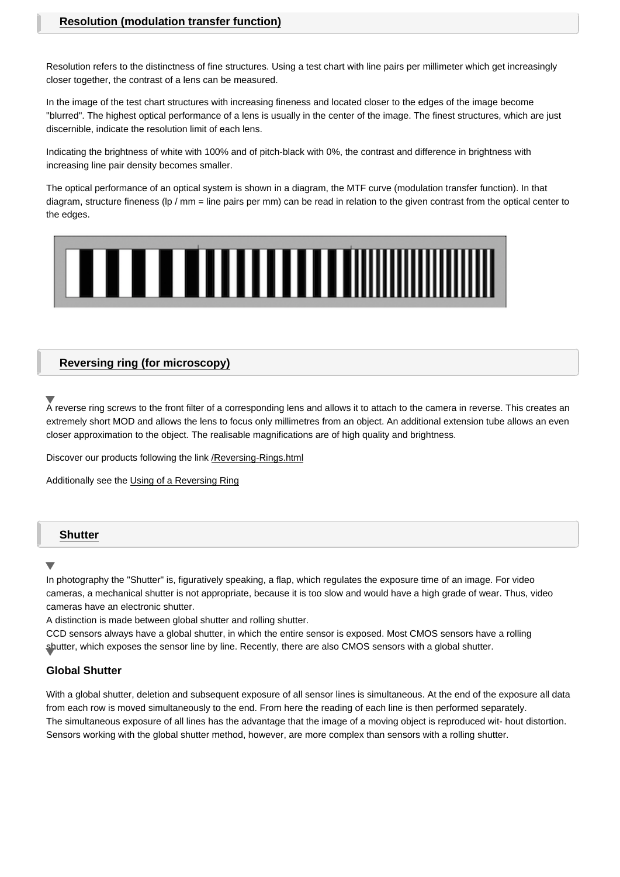## Resolution (modulation transfer function)

Resolution refers to the distinctness of fine structures. Using a test chart with line pairs per millimeter which get increasingly closer together, the contrast of a lens can be measured.

In the image of the test chart structures with increasing fineness and located closer to the edges of the image become "blurred". The highest optical performance of a lens is usually in the center of the image. The finest structures, which are just discernible, indicate the resolution limit of each lens.

Indicating the brightness of white with 100% and of pitch-black with 0%, the contrast and difference in brightness with increasing line pair density becomes smaller.

The optical performance of an optical system is shown in a diagram, the MTF curve (modulation transfer function). In that diagram, structure fineness (lp / mm = line pairs per mm) can be read in relation to the given contrast from the optical center to the edges.

## Reversing ring (for microscopy)

A reverse ring screws to the front filter of a corresponding lens and allows it to attach to the camera in reverse. This creates an extremely short MOD and allows the lens to focus only millimetres from an object. An additional extension tube allows an even closer approximation to the object. The realisable magnifications are of high quality and brightness.

Discover our products following the link /Reversing-Rings.html

Additionally see the Using of a Reversing Ring

## Shutter

In photography the "Shutter" is, figuratively speaking, a flap, which regulates the exposure time of an image. For video cameras, a mechanical shutter is not appropriate, because it is too slow and would have a high grade of wear. Thus, video cameras have an electronic shutter.
A distinction is made between global shutter and rolling shutter.
CCD sensors always have a global shutter, in which the entire sensor is exposed. Most CMOS sensors have a rolling shutter, which exposes the sensor line by line. Recently, there are also CMOS sensors with a global shutter.

### Global Shutter

With a global shutter, deletion and subsequent exposure of all sensor lines is simultaneous. At the end of the exposure all data from each row is moved simultaneously to the end. From here the reading of each line is then performed separately.
The simultaneous exposure of all lines has the advantage that the image of a moving object is reproduced wit- hout distortion. Sensors working with the global shutter method, however, are more complex than sensors with a rolling shutter.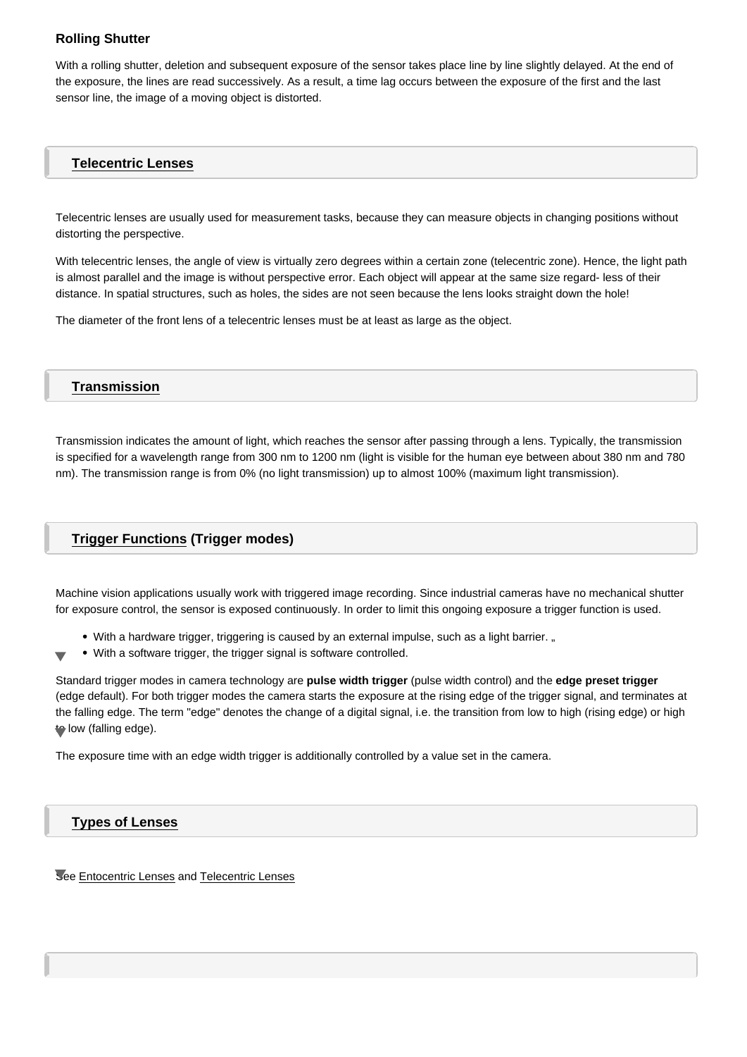**Rolling Shutter**

With a rolling shutter, deletion and subsequent exposure of the sensor takes place line by line slightly delayed. At the end of the exposure, the lines are read successively. As a result, a time lag occurs between the exposure of the first and the last sensor line, the image of a moving object is distorted.

## Telecentric Lenses

Telecentric lenses are usually used for measurement tasks, because they can measure objects in changing positions without distorting the perspective.

With telecentric lenses, the angle of view is virtually zero degrees within a certain zone (telecentric zone). Hence, the light path is almost parallel and the image is without perspective error. Each object will appear at the same size regard- less of their distance. In spatial structures, such as holes, the sides are not seen because the lens looks straight down the hole!

The diameter of the front lens of a telecentric lenses must be at least as large as the object.

## Transmission

Transmission indicates the amount of light, which reaches the sensor after passing through a lens. Typically, the transmission is specified for a wavelength range from 300 nm to 1200 nm (light is visible for the human eye between about 380 nm and 780 nm). The transmission range is from 0% (no light transmission) up to almost 100% (maximum light transmission).

## Trigger Functions (Trigger modes)

Machine vision applications usually work with triggered image recording. Since industrial cameras have no mechanical shutter for exposure control, the sensor is exposed continuously. In order to limit this ongoing exposure a trigger function is used.

- With a hardware trigger, triggering is caused by an external impulse, such as a light barrier. „
- With a software trigger, the trigger signal is software controlled.

Standard trigger modes in camera technology are **pulse width trigger** (pulse width control) and the **edge preset trigger** (edge default). For both trigger modes the camera starts the exposure at the rising edge of the trigger signal, and terminates at the falling edge. The term "edge" denotes the change of a digital signal, i.e. the transition from low to high (rising edge) or high to low (falling edge).

The exposure time with an edge width trigger is additionally controlled by a value set in the camera.

## Types of Lenses

See Entocentric Lenses and Telecentric Lenses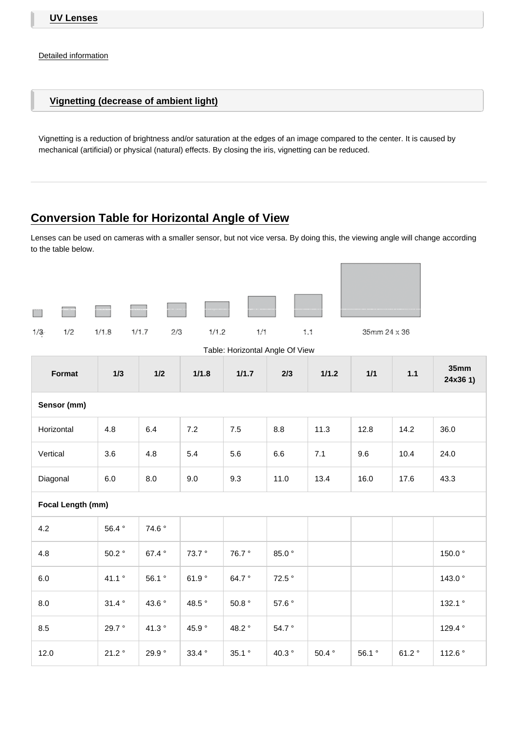## UV Lenses

Detailed information

## Vignetting (decrease of ambient light)

Vignetting is a reduction of brightness and/or saturation at the edges of an image compared to the center. It is caused by mechanical (artificial) or physical (natural) effects. By closing the iris, vignetting can be reduced.

---

## Conversion Table for Horizontal Angle of View

Lenses can be used on cameras with a smaller sensor, but not vice versa. By doing this, the viewing angle will change according to the table below.

1/3 1/2 1/1.8 1/1.7 2/3 1/1.2 1/1 1.1 35mm 24 x 36

Table: Horizontal Angle Of View

| Format | 1/3 | 1/2 | 1/1.8 | 1/1.7 | 2/3 | 1/1.2 | 1/1 | 1.1 | 35mm 24x36 1) |
|---|---|---|---|---|---|---|---|---|---|
| **Sensor (mm)** | | | | | | | | | |
| Horizontal | 4.8 | 6.4 | 7.2 | 7.5 | 8.8 | 11.3 | 12.8 | 14.2 | 36.0 |
| Vertical | 3.6 | 4.8 | 5.4 | 5.6 | 6.6 | 7.1 | 9.6 | 10.4 | 24.0 |
| Diagonal | 6.0 | 8.0 | 9.0 | 9.3 | 11.0 | 13.4 | 16.0 | 17.6 | 43.3 |
| **Focal Length (mm)** | | | | | | | | | |
| 4.2 | 56.4 ° | 74.6 ° | | | | | | | |
| 4.8 | 50.2 ° | 67.4 ° | 73.7 ° | 76.7 ° | 85.0 ° | | | | 150.0 ° |
| 6.0 | 41.1 ° | 56.1 ° | 61.9 ° | 64.7 ° | 72.5 ° | | | | 143.0 ° |
| 8.0 | 31.4 ° | 43.6 ° | 48.5 ° | 50.8 ° | 57.6 ° | | | | 132.1 ° |
| 8.5 | 29.7 ° | 41.3 ° | 45.9 ° | 48.2 ° | 54.7 ° | | | | 129.4 ° |
| 12.0 | 21.2 ° | 29.9 ° | 33.4 ° | 35.1 ° | 40.3 ° | 50.4 ° | 56.1 ° | 61.2 ° | 112.6 ° |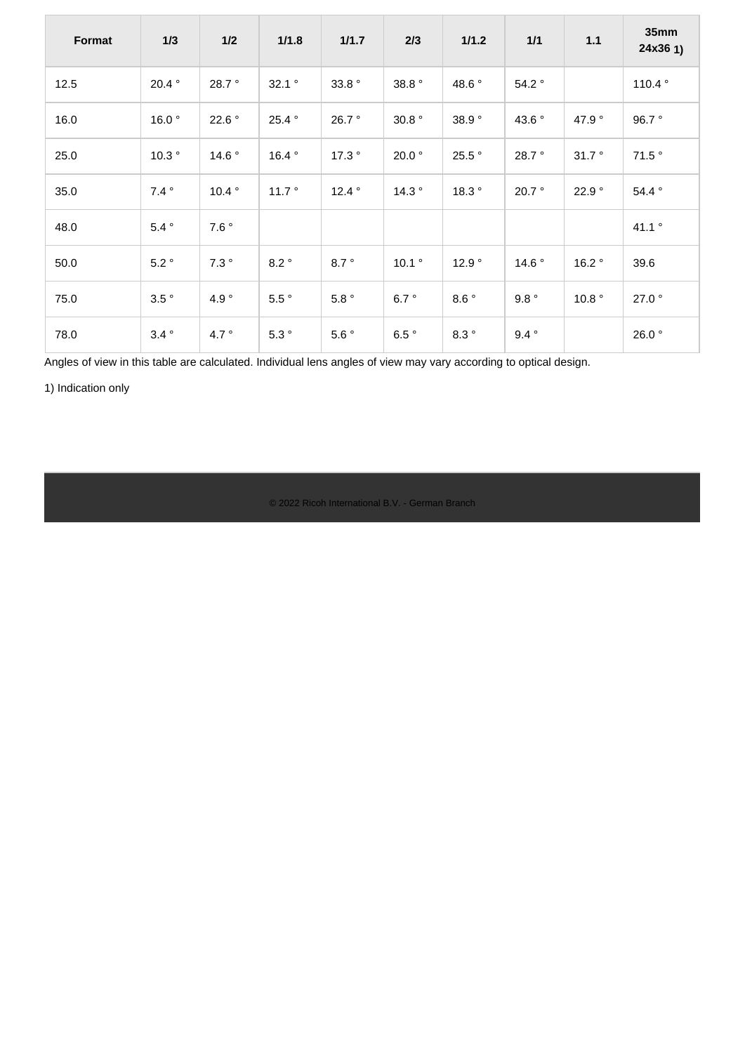| Format | 1/3 | 1/2 | 1/1.8 | 1/1.7 | 2/3 | 1/1.2 | 1/1 | 1.1 | 35mm 24x36 1) |
|---|---|---|---|---|---|---|---|---|---|
| 12.5 | 20.4 ° | 28.7 ° | 32.1 ° | 33.8 ° | 38.8 ° | 48.6 ° | 54.2 ° | | 110.4 ° |
| 16.0 | 16.0 ° | 22.6 ° | 25.4 ° | 26.7 ° | 30.8 ° | 38.9 ° | 43.6 ° | 47.9 ° | 96.7 ° |
| 25.0 | 10.3 ° | 14.6 ° | 16.4 ° | 17.3 ° | 20.0 ° | 25.5 ° | 28.7 ° | 31.7 ° | 71.5 ° |
| 35.0 | 7.4 ° | 10.4 ° | 11.7 ° | 12.4 ° | 14.3 ° | 18.3 ° | 20.7 ° | 22.9 ° | 54.4 ° |
| 48.0 | 5.4 ° | 7.6 ° | | | | | | | 41.1 ° |
| 50.0 | 5.2 ° | 7.3 ° | 8.2 ° | 8.7 ° | 10.1 ° | 12.9 ° | 14.6 ° | 16.2 ° | 39.6 |
| 75.0 | 3.5 ° | 4.9 ° | 5.5 ° | 5.8 ° | 6.7 ° | 8.6 ° | 9.8 ° | 10.8 ° | 27.0 ° |
| 78.0 | 3.4 ° | 4.7 ° | 5.3 ° | 5.6 ° | 6.5 ° | 8.3 ° | 9.4 ° | | 26.0 ° |

Angles of view in this table are calculated. Individual lens angles of view may vary according to optical design.

1) Indication only

© 2022 Ricoh International B.V. - German Branch